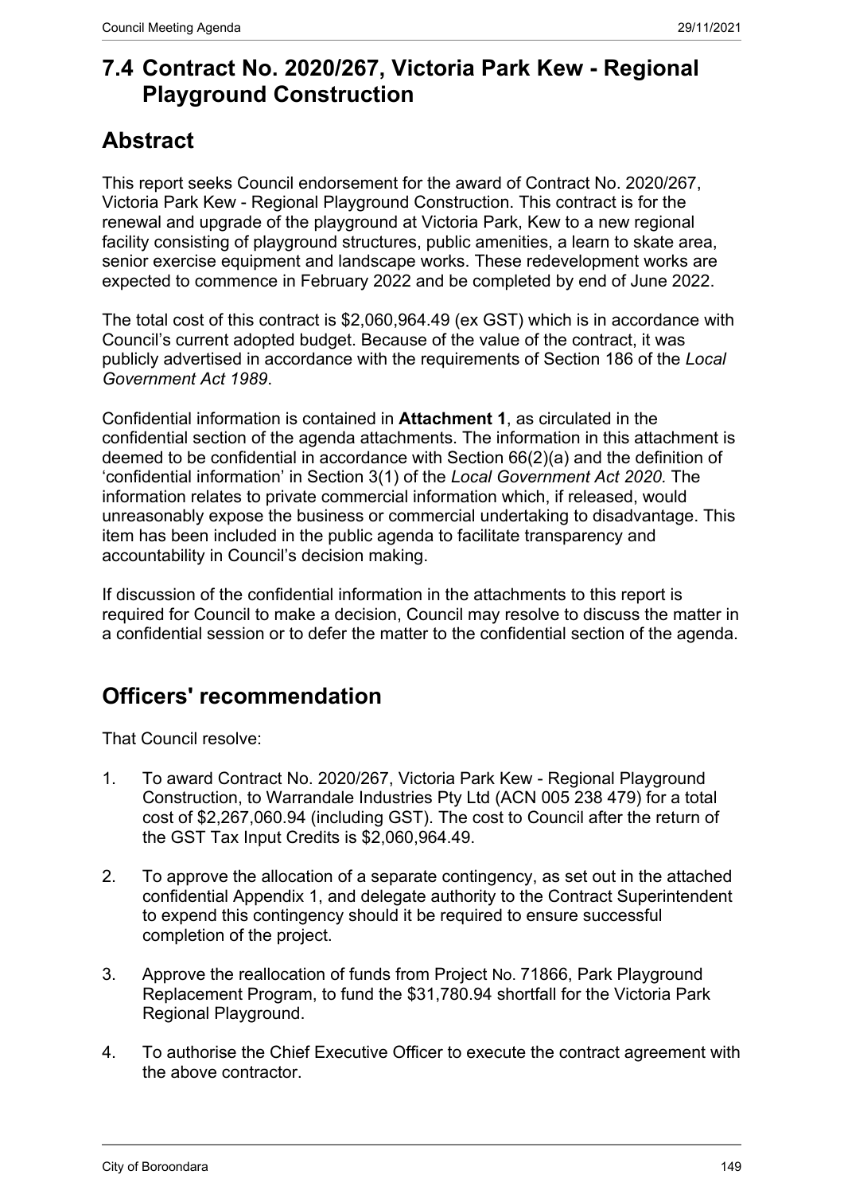# 7.4 Contract No. 2020/267, Victoria Park Kew - Regional Playground Construction

## Abstract

This report seeks Council endorsement for the award of Contract No. 2020/267, Victoria Park Kew - Regional Playground Construction. This contract is for the renewal and upgrade of the playground at Victoria Park, Kew to a new regional facility consisting of playground structures, public amenities, a learn to skate area, senior exercise equipment and landscape works. These redevelopment works are expected to commence in February 2022 and be completed by end of June 2022.

The total cost of this contract is $2,060,964.49 (ex GST) which is in accordance with Council's current adopted budget. Because of the value of the contract, it was publicly advertised in accordance with the requirements of Section 186 of the *Local Government Act 1989*.

Confidential information is contained in **Attachment 1**, as circulated in the confidential section of the agenda attachments. The information in this attachment is deemed to be confidential in accordance with Section 66(2)(a) and the definition of 'confidential information' in Section 3(1) of the *Local Government Act 2020*. The information relates to private commercial information which, if released, would unreasonably expose the business or commercial undertaking to disadvantage. This item has been included in the public agenda to facilitate transparency and accountability in Council's decision making.

If discussion of the confidential information in the attachments to this report is required for Council to make a decision, Council may resolve to discuss the matter in a confidential session or to defer the matter to the confidential section of the agenda.

## Officers' recommendation

That Council resolve:

1. To award Contract No. 2020/267, Victoria Park Kew - Regional Playground Construction, to Warrandale Industries Pty Ltd (ACN 005 238 479) for a total cost of $2,267,060.94 (including GST). The cost to Council after the return of the GST Tax Input Credits is $2,060,964.49.

2. To approve the allocation of a separate contingency, as set out in the attached confidential Appendix 1, and delegate authority to the Contract Superintendent to expend this contingency should it be required to ensure successful completion of the project.

3. Approve the reallocation of funds from Project No. 71866, Park Playground Replacement Program, to fund the $31,780.94 shortfall for the Victoria Park Regional Playground.

4. To authorise the Chief Executive Officer to execute the contract agreement with the above contractor.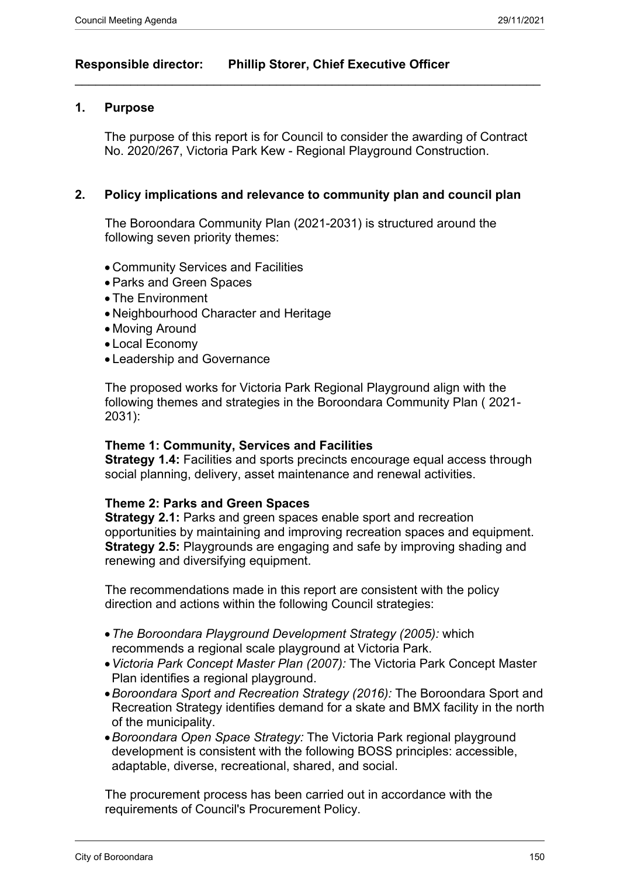**Responsible director: Phillip Storer, Chief Executive Officer**

---

## 1. Purpose

The purpose of this report is for Council to consider the awarding of Contract No. 2020/267, Victoria Park Kew - Regional Playground Construction.

## 2. Policy implications and relevance to community plan and council plan

The Boroondara Community Plan (2021-2031) is structured around the following seven priority themes:

- Community Services and Facilities
- Parks and Green Spaces
- The Environment
- Neighbourhood Character and Heritage
- Moving Around
- Local Economy
- Leadership and Governance

The proposed works for Victoria Park Regional Playground align with the following themes and strategies in the Boroondara Community Plan ( 2021-2031):

**Theme 1: Community, Services and Facilities**
**Strategy 1.4:** Facilities and sports precincts encourage equal access through social planning, delivery, asset maintenance and renewal activities.

**Theme 2: Parks and Green Spaces**
**Strategy 2.1:** Parks and green spaces enable sport and recreation opportunities by maintaining and improving recreation spaces and equipment.
**Strategy 2.5:** Playgrounds are engaging and safe by improving shading and renewing and diversifying equipment.

The recommendations made in this report are consistent with the policy direction and actions within the following Council strategies:

- *The Boroondara Playground Development Strategy (2005):* which recommends a regional scale playground at Victoria Park.
- *Victoria Park Concept Master Plan (2007):* The Victoria Park Concept Master Plan identifies a regional playground.
- *Boroondara Sport and Recreation Strategy (2016):* The Boroondara Sport and Recreation Strategy identifies demand for a skate and BMX facility in the north of the municipality.
- *Boroondara Open Space Strategy:* The Victoria Park regional playground development is consistent with the following BOSS principles: accessible, adaptable, diverse, recreational, shared, and social.

The procurement process has been carried out in accordance with the requirements of Council's Procurement Policy.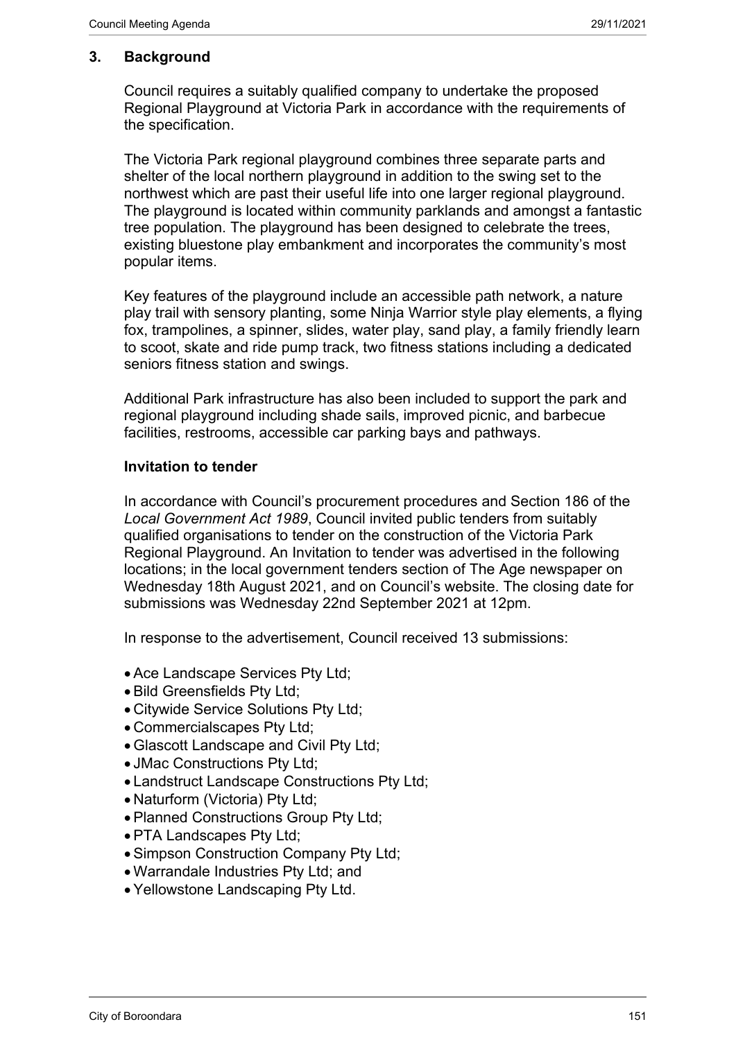## 3. Background

Council requires a suitably qualified company to undertake the proposed Regional Playground at Victoria Park in accordance with the requirements of the specification.

The Victoria Park regional playground combines three separate parts and shelter of the local northern playground in addition to the swing set to the northwest which are past their useful life into one larger regional playground. The playground is located within community parklands and amongst a fantastic tree population. The playground has been designed to celebrate the trees, existing bluestone play embankment and incorporates the community's most popular items.

Key features of the playground include an accessible path network, a nature play trail with sensory planting, some Ninja Warrior style play elements, a flying fox, trampolines, a spinner, slides, water play, sand play, a family friendly learn to scoot, skate and ride pump track, two fitness stations including a dedicated seniors fitness station and swings.

Additional Park infrastructure has also been included to support the park and regional playground including shade sails, improved picnic, and barbecue facilities, restrooms, accessible car parking bays and pathways.

### Invitation to tender

In accordance with Council's procurement procedures and Section 186 of the *Local Government Act 1989*, Council invited public tenders from suitably qualified organisations to tender on the construction of the Victoria Park Regional Playground. An Invitation to tender was advertised in the following locations; in the local government tenders section of The Age newspaper on Wednesday 18th August 2021, and on Council's website. The closing date for submissions was Wednesday 22nd September 2021 at 12pm.

In response to the advertisement, Council received 13 submissions:

- Ace Landscape Services Pty Ltd;
- Bild Greensfields Pty Ltd;
- Citywide Service Solutions Pty Ltd;
- Commercialscapes Pty Ltd;
- Glascott Landscape and Civil Pty Ltd;
- JMac Constructions Pty Ltd;
- Landstruct Landscape Constructions Pty Ltd;
- Naturform (Victoria) Pty Ltd;
- Planned Constructions Group Pty Ltd;
- PTA Landscapes Pty Ltd;
- Simpson Construction Company Pty Ltd;
- Warrandale Industries Pty Ltd; and
- Yellowstone Landscaping Pty Ltd.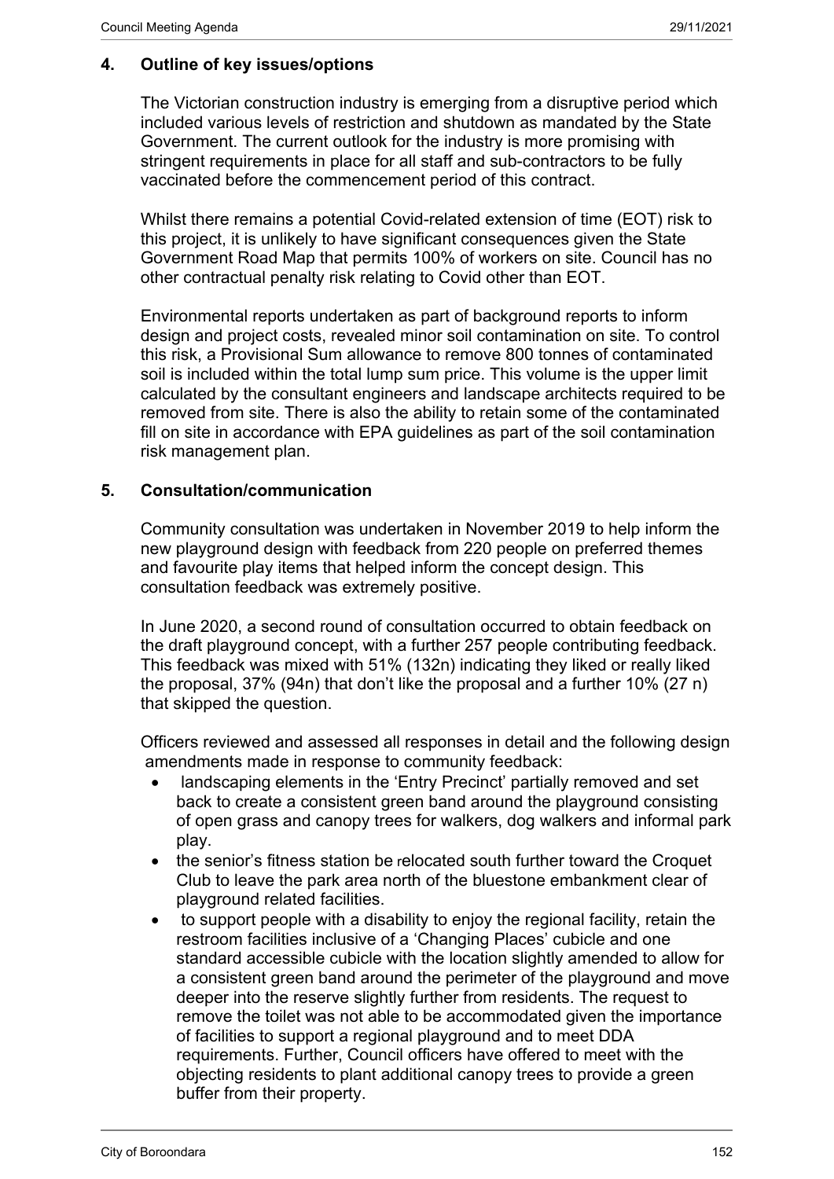## 4. Outline of key issues/options

The Victorian construction industry is emerging from a disruptive period which included various levels of restriction and shutdown as mandated by the State Government. The current outlook for the industry is more promising with stringent requirements in place for all staff and sub-contractors to be fully vaccinated before the commencement period of this contract.

Whilst there remains a potential Covid-related extension of time (EOT) risk to this project, it is unlikely to have significant consequences given the State Government Road Map that permits 100% of workers on site. Council has no other contractual penalty risk relating to Covid other than EOT.

Environmental reports undertaken as part of background reports to inform design and project costs, revealed minor soil contamination on site. To control this risk, a Provisional Sum allowance to remove 800 tonnes of contaminated soil is included within the total lump sum price. This volume is the upper limit calculated by the consultant engineers and landscape architects required to be removed from site. There is also the ability to retain some of the contaminated fill on site in accordance with EPA guidelines as part of the soil contamination risk management plan.

## 5. Consultation/communication

Community consultation was undertaken in November 2019 to help inform the new playground design with feedback from 220 people on preferred themes and favourite play items that helped inform the concept design. This consultation feedback was extremely positive.

In June 2020, a second round of consultation occurred to obtain feedback on the draft playground concept, with a further 257 people contributing feedback. This feedback was mixed with 51% (132n) indicating they liked or really liked the proposal, 37% (94n) that don't like the proposal and a further 10% (27 n) that skipped the question.

Officers reviewed and assessed all responses in detail and the following design amendments made in response to community feedback:

- landscaping elements in the 'Entry Precinct' partially removed and set back to create a consistent green band around the playground consisting of open grass and canopy trees for walkers, dog walkers and informal park play.
- the senior's fitness station be relocated south further toward the Croquet Club to leave the park area north of the bluestone embankment clear of playground related facilities.
- to support people with a disability to enjoy the regional facility, retain the restroom facilities inclusive of a 'Changing Places' cubicle and one standard accessible cubicle with the location slightly amended to allow for a consistent green band around the perimeter of the playground and move deeper into the reserve slightly further from residents. The request to remove the toilet was not able to be accommodated given the importance of facilities to support a regional playground and to meet DDA requirements. Further, Council officers have offered to meet with the objecting residents to plant additional canopy trees to provide a green buffer from their property.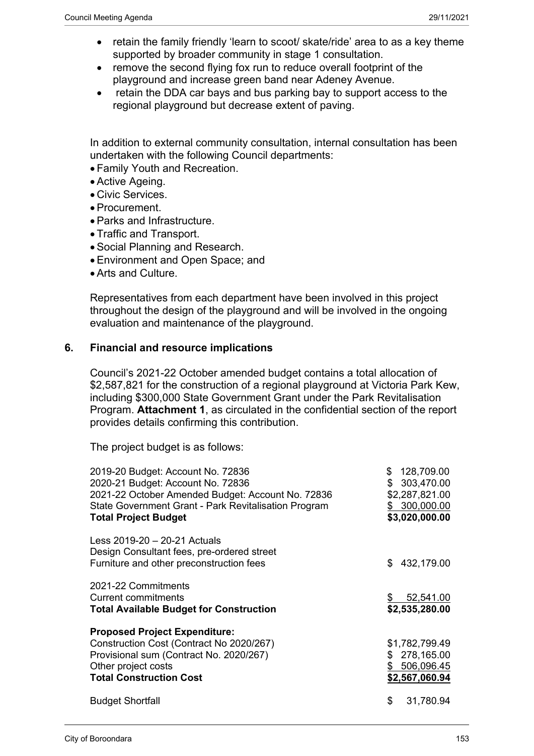- retain the family friendly 'learn to scoot/ skate/ride' area to as a key theme supported by broader community in stage 1 consultation.
- remove the second flying fox run to reduce overall footprint of the playground and increase green band near Adeney Avenue.
- retain the DDA car bays and bus parking bay to support access to the regional playground but decrease extent of paving.

In addition to external community consultation, internal consultation has been undertaken with the following Council departments:

- Family Youth and Recreation.
- Active Ageing.
- Civic Services.
- Procurement.
- Parks and Infrastructure.
- Traffic and Transport.
- Social Planning and Research.
- Environment and Open Space; and
- Arts and Culture.

Representatives from each department have been involved in this project throughout the design of the playground and will be involved in the ongoing evaluation and maintenance of the playground.

## 6. Financial and resource implications

Council's 2021-22 October amended budget contains a total allocation of $2,587,821 for the construction of a regional playground at Victoria Park Kew, including $300,000 State Government Grant under the Park Revitalisation Program. **Attachment 1**, as circulated in the confidential section of the report provides details confirming this contribution.

The project budget is as follows:

| | |
|---|---|
| 2019-20 Budget: Account No. 72836 | $ 128,709.00 |
| 2020-21 Budget: Account No. 72836 | $ 303,470.00 |
| 2021-22 October Amended Budget: Account No. 72836 | $2,287,821.00 |
| State Government Grant - Park Revitalisation Program | $ 300,000.00 |
| **Total Project Budget** | **$3,020,000.00** |
| | |
| Less 2019-20 – 20-21 Actuals<br>Design Consultant fees, pre-ordered street<br>Furniture and other preconstruction fees | $ 432,179.00 |
| | |
| 2021-22 Commitments<br>Current commitments | $ 52,541.00 |
| **Total Available Budget for Construction** | **$2,535,280.00** |
| | |
| **Proposed Project Expenditure:** | |
| Construction Cost (Contract No 2020/267) | $1,782,799.49 |
| Provisional sum (Contract No. 2020/267) | $ 278,165.00 |
| Other project costs | $ 506,096.45 |
| **Total Construction Cost** | **$2,567,060.94** |
| | |
| Budget Shortfall | $ 31,780.94 |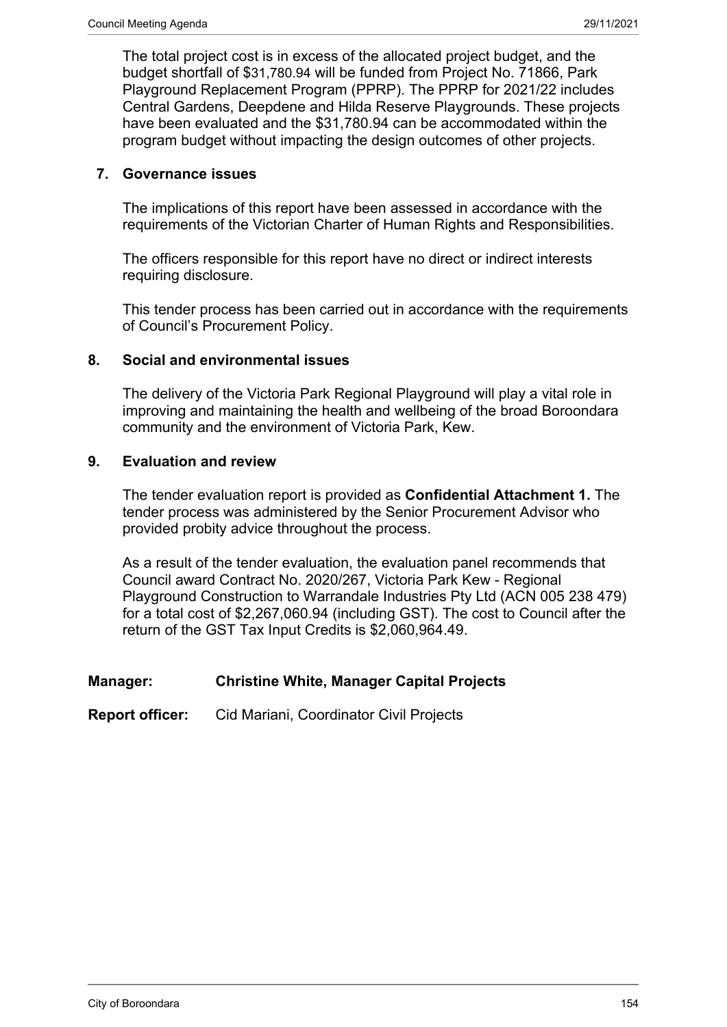The total project cost is in excess of the allocated project budget, and the budget shortfall of $31,780.94 will be funded from Project No. 71866, Park Playground Replacement Program (PPRP). The PPRP for 2021/22 includes Central Gardens, Deepdene and Hilda Reserve Playgrounds. These projects have been evaluated and the $31,780.94 can be accommodated within the program budget without impacting the design outcomes of other projects.

## 7. Governance issues

The implications of this report have been assessed in accordance with the requirements of the Victorian Charter of Human Rights and Responsibilities.

The officers responsible for this report have no direct or indirect interests requiring disclosure.

This tender process has been carried out in accordance with the requirements of Council's Procurement Policy.

## 8. Social and environmental issues

The delivery of the Victoria Park Regional Playground will play a vital role in improving and maintaining the health and wellbeing of the broad Boroondara community and the environment of Victoria Park, Kew.

## 9. Evaluation and review

The tender evaluation report is provided as **Confidential Attachment 1.** The tender process was administered by the Senior Procurement Advisor who provided probity advice throughout the process.

As a result of the tender evaluation, the evaluation panel recommends that Council award Contract No. 2020/267, Victoria Park Kew - Regional Playground Construction to Warrandale Industries Pty Ltd (ACN 005 238 479) for a total cost of $2,267,060.94 (including GST). The cost to Council after the return of the GST Tax Input Credits is $2,060,964.49.

**Manager:** **Christine White, Manager Capital Projects**

**Report officer:** Cid Mariani, Coordinator Civil Projects